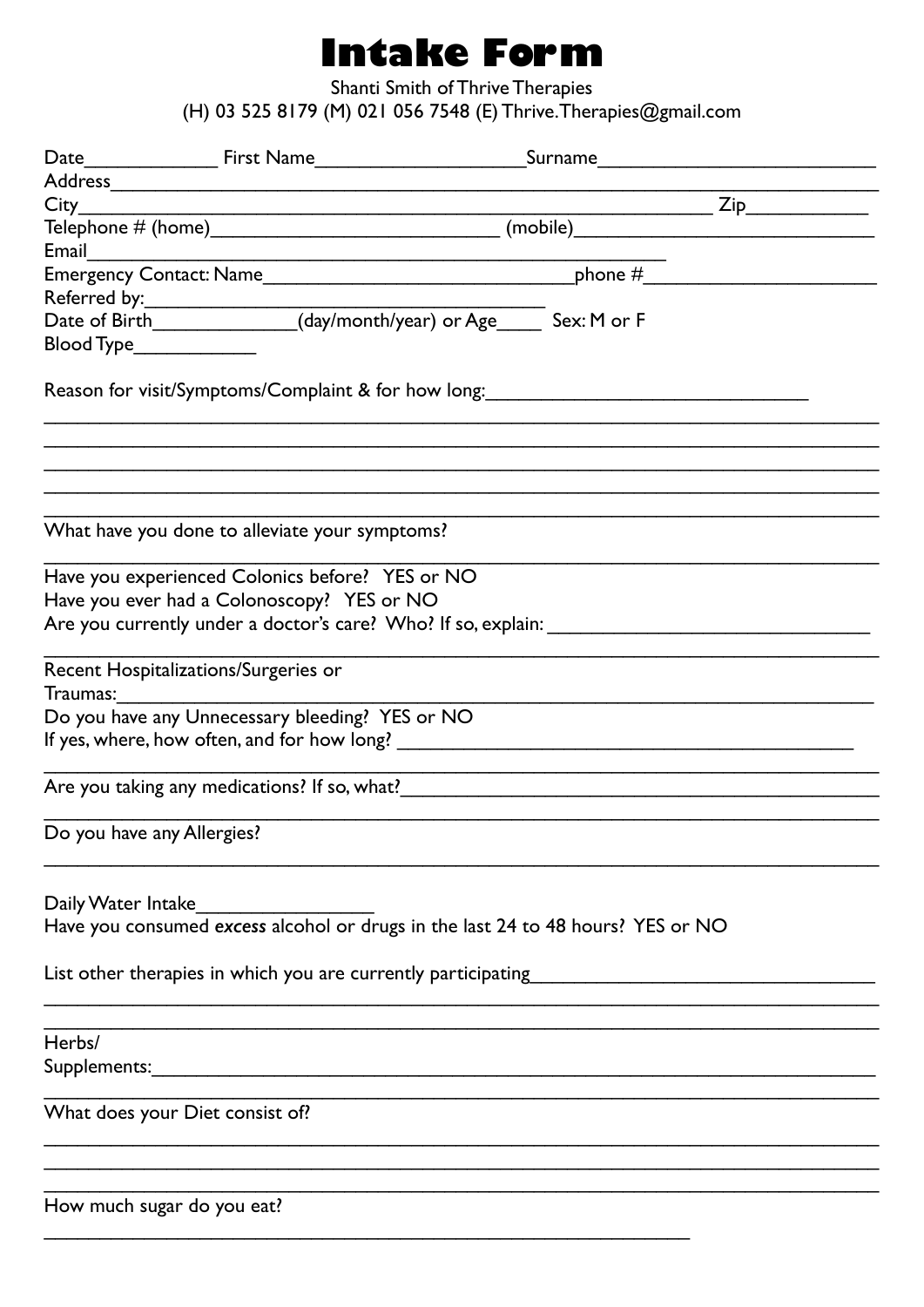# Intake Form

Shanti Smith of Thrive Therapies
(H) 03 525 8179 (M) 021 056 7548 (E) Thrive.Therapies@gmail.com

Date_____________ First Name____________________Surname___________________________
Address_________________________________________________________________________
City__________________________________________________________ Zip___________
Telephone # (home)____________________________ (mobile)______________________________
Email_____________________________________________________
Emergency Contact: Name______________________________phone #______________________
Referred by:_____________________________________
Date of Birth______________(day/month/year) or Age_____ Sex: M or F
Blood Type____________

Reason for visit/Symptoms/Complaint & for how long:_______________________________
_________________________________________________________________________________
_________________________________________________________________________________
_________________________________________________________________________________
_________________________________________________________________________________

What have you done to alleviate your symptoms?
_________________________________________________________________________________

Have you experienced Colonics before? YES or NO
Have you ever had a Colonoscopy? YES or NO
Are you currently under a doctor's care? Who? If so, explain: _______________________________
_________________________________________________________________________________

Recent Hospitalizations/Surgeries or
Traumas:_________________________________________________________________________

Do you have any Unnecessary bleeding? YES or NO
If yes, where, how often, and for how long? _____________________________________________
_________________________________________________________________________________

Are you taking any medications? If so, what?_____________________________________________
_________________________________________________________________________________

Do you have any Allergies?
_________________________________________________________________________________

Daily Water Intake_________________
Have you consumed *excess* alcohol or drugs in the last 24 to 48 hours? YES or NO

List other therapies in which you are currently participating_________________________________
_________________________________________________________________________________
_________________________________________________________________________________

Herbs/
Supplements:_____________________________________________________________________
_________________________________________________________________________________

What does your Diet consist of?
_________________________________________________________________________________
_________________________________________________________________________________
_________________________________________________________________________________

How much sugar do you eat?
_______________________________________________________________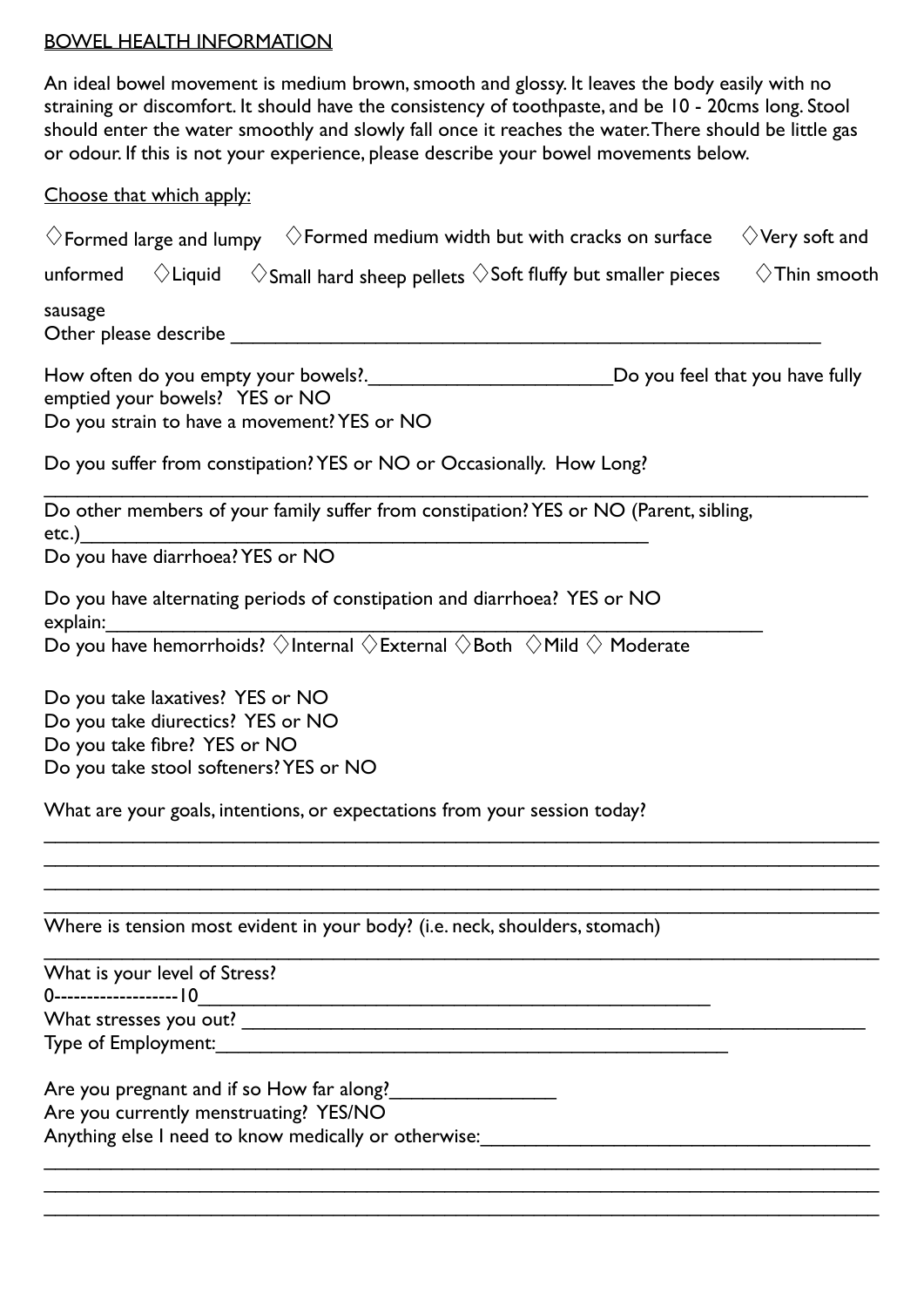BOWEL HEALTH INFORMATION

An ideal bowel movement is medium brown, smooth and glossy. It leaves the body easily with no straining or discomfort. It should have the consistency of toothpaste, and be 10 - 20cms long. Stool should enter the water smoothly and slowly fall once it reaches the water. There should be little gas or odour. If this is not your experience, please describe your bowel movements below.

Choose that which apply:

◇Formed large and lumpy ◇Formed medium width but with cracks on surface ◇Very soft and unformed ◇Liquid ◇Small hard sheep pellets ◇Soft fluffy but smaller pieces ◇Thin smooth sausage
Other please describe ___________________________________________

How often do you empty your bowels?.____________________Do you feel that you have fully emptied your bowels? YES or NO
Do you strain to have a movement? YES or NO

Do you suffer from constipation? YES or NO or Occasionally. How Long?
___________________________________________
Do other members of your family suffer from constipation? YES or NO (Parent, sibling, etc.)___________________________________________
Do you have diarrhoea? YES or NO

Do you have alternating periods of constipation and diarrhoea? YES or NO
explain:___________________________________________
Do you have hemorrhoids? ◇Internal ◇External ◇Both ◇Mild ◇ Moderate

Do you take laxatives? YES or NO
Do you take diurectics? YES or NO
Do you take fibre? YES or NO
Do you take stool softeners? YES or NO

What are your goals, intentions, or expectations from your session today?
___________________________________________
___________________________________________
___________________________________________
___________________________________________
Where is tension most evident in your body? (i.e. neck, shoulders, stomach)
___________________________________________
What is your level of Stress?
0-------------------10___________________________________________
What stresses you out? ___________________________________________
Type of Employment:___________________________________________

Are you pregnant and if so How far along?________________
Are you currently menstruating? YES/NO
Anything else I need to know medically or otherwise:___________________________________________
___________________________________________
___________________________________________
___________________________________________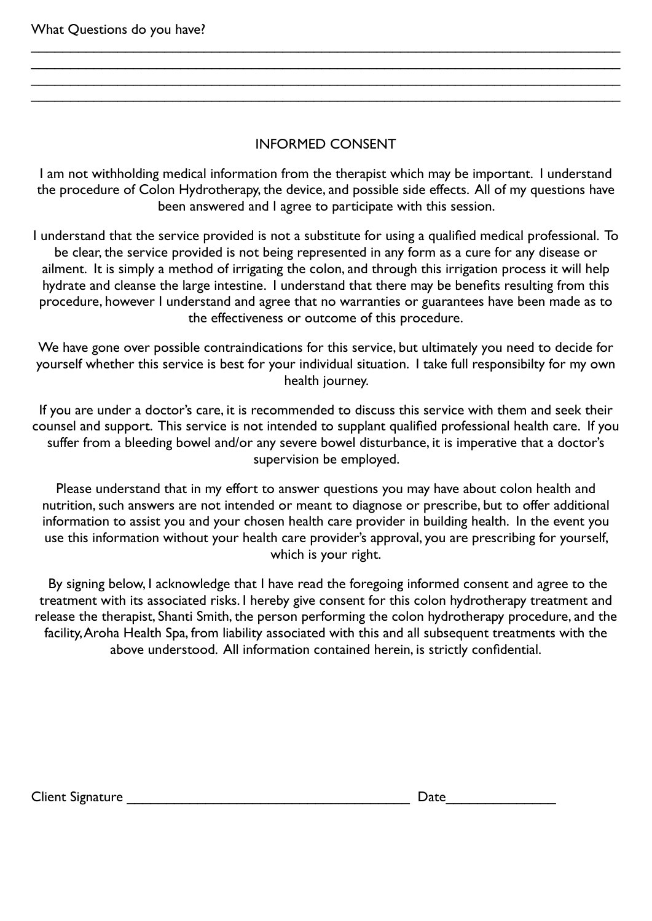What Questions do you have?

\_\_\_\_\_\_\_\_\_\_\_\_\_\_\_\_\_\_\_\_\_\_\_\_\_\_\_\_\_\_\_\_\_\_\_\_\_\_\_\_\_\_\_\_\_\_\_\_\_\_\_\_\_\_\_\_\_\_\_\_\_\_\_\_\_\_\_\_\_\_\_\_\_\_\_\_

\_\_\_\_\_\_\_\_\_\_\_\_\_\_\_\_\_\_\_\_\_\_\_\_\_\_\_\_\_\_\_\_\_\_\_\_\_\_\_\_\_\_\_\_\_\_\_\_\_\_\_\_\_\_\_\_\_\_\_\_\_\_\_\_\_\_\_\_\_\_\_\_\_\_\_\_

\_\_\_\_\_\_\_\_\_\_\_\_\_\_\_\_\_\_\_\_\_\_\_\_\_\_\_\_\_\_\_\_\_\_\_\_\_\_\_\_\_\_\_\_\_\_\_\_\_\_\_\_\_\_\_\_\_\_\_\_\_\_\_\_\_\_\_\_\_\_\_\_\_\_\_\_

\_\_\_\_\_\_\_\_\_\_\_\_\_\_\_\_\_\_\_\_\_\_\_\_\_\_\_\_\_\_\_\_\_\_\_\_\_\_\_\_\_\_\_\_\_\_\_\_\_\_\_\_\_\_\_\_\_\_\_\_\_\_\_\_\_\_\_\_\_\_\_\_\_\_\_\_

## INFORMED CONSENT

I am not withholding medical information from the therapist which may be important. I understand the procedure of Colon Hydrotherapy, the device, and possible side effects. All of my questions have been answered and I agree to participate with this session.

I understand that the service provided is not a substitute for using a qualified medical professional. To be clear, the service provided is not being represented in any form as a cure for any disease or ailment. It is simply a method of irrigating the colon, and through this irrigation process it will help hydrate and cleanse the large intestine. I understand that there may be benefits resulting from this procedure, however I understand and agree that no warranties or guarantees have been made as to the effectiveness or outcome of this procedure.

We have gone over possible contraindications for this service, but ultimately you need to decide for yourself whether this service is best for your individual situation. I take full responsibilty for my own health journey.

If you are under a doctor's care, it is recommended to discuss this service with them and seek their counsel and support. This service is not intended to supplant qualified professional health care. If you suffer from a bleeding bowel and/or any severe bowel disturbance, it is imperative that a doctor's supervision be employed.

Please understand that in my effort to answer questions you may have about colon health and nutrition, such answers are not intended or meant to diagnose or prescribe, but to offer additional information to assist you and your chosen health care provider in building health. In the event you use this information without your health care provider's approval, you are prescribing for yourself, which is your right.

By signing below, I acknowledge that I have read the foregoing informed consent and agree to the treatment with its associated risks. I hereby give consent for this colon hydrotherapy treatment and release the therapist, Shanti Smith, the person performing the colon hydrotherapy procedure, and the facility, Aroha Health Spa, from liability associated with this and all subsequent treatments with the above understood. All information contained herein, is strictly confidential.

Client Signature \_\_\_\_\_\_\_\_\_\_\_\_\_\_\_\_\_\_\_\_\_\_\_\_\_\_\_\_\_\_\_\_\_\_\_\_\_\_ Date\_\_\_\_\_\_\_\_\_\_\_\_\_\_